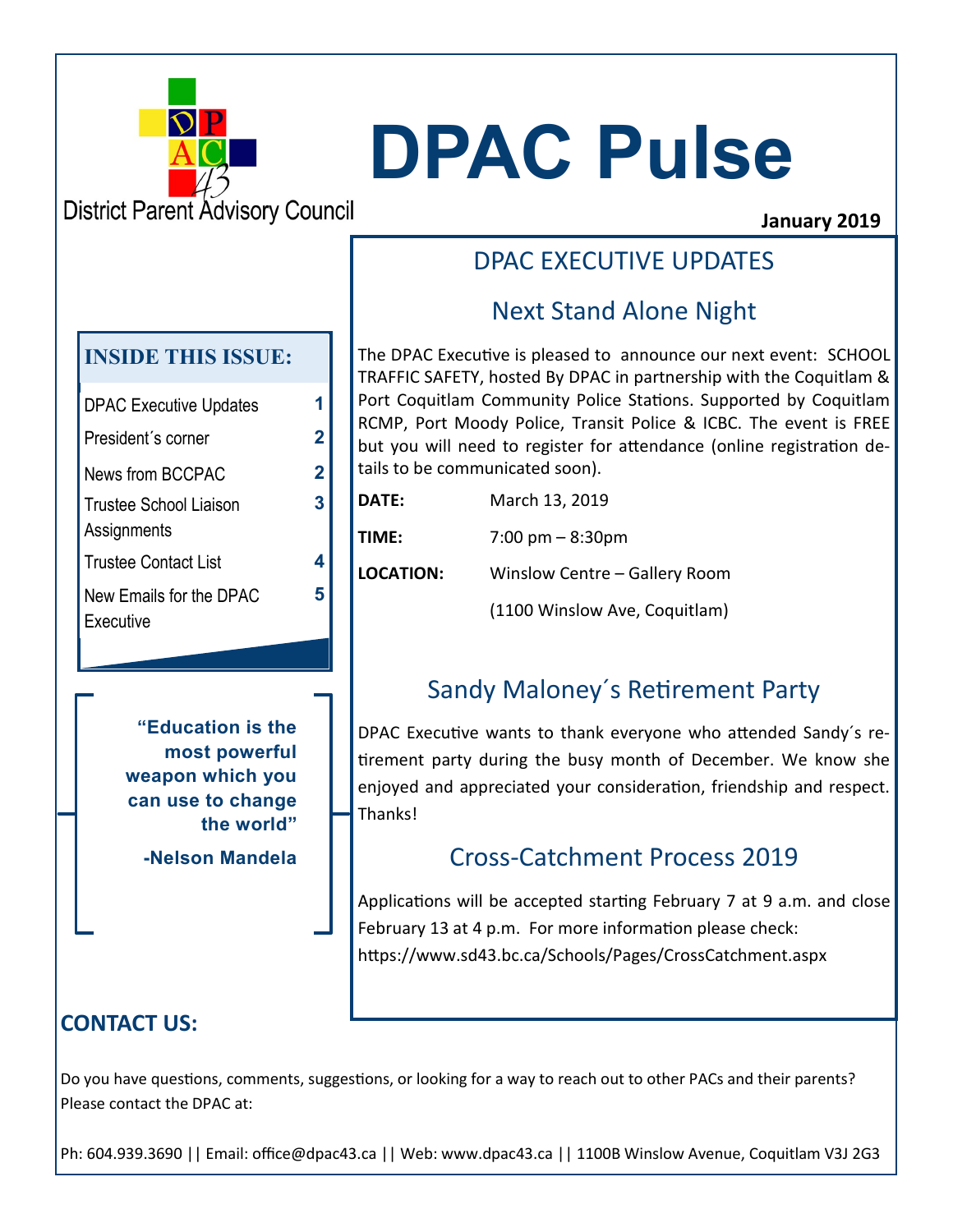District Parent Advisory Council

# DPAC Pulse

**January 2019**

**INSIDE THIS ISSUE:**

| | |
|---|---|
| DPAC Executive Updates | 1 |
| President´s corner | 2 |
| News from BCCPAC | 2 |
| Trustee School Liaison Assignments | 3 |
| Trustee Contact List | 4 |
| New Emails for the DPAC Executive | 5 |

> **"Education is the most powerful weapon which you can use to change the world"**
>
> **-Nelson Mandela**

## DPAC EXECUTIVE UPDATES

### Next Stand Alone Night

The DPAC Executive is pleased to announce our next event: SCHOOL TRAFFIC SAFETY, hosted By DPAC in partnership with the Coquitlam & Port Coquitlam Community Police Stations. Supported by Coquitlam RCMP, Port Moody Police, Transit Police & ICBC. The event is FREE but you will need to register for attendance (online registration details to be communicated soon).

**DATE:** March 13, 2019

**TIME:** 7:00 pm – 8:30pm

**LOCATION:** Winslow Centre – Gallery Room (1100 Winslow Ave, Coquitlam)

### Sandy Maloney´s Retirement Party

DPAC Executive wants to thank everyone who attended Sandy´s retirement party during the busy month of December. We know she enjoyed and appreciated your consideration, friendship and respect. Thanks!

### Cross-Catchment Process 2019

Applications will be accepted starting February 7 at 9 a.m. and close February 13 at 4 p.m. For more information please check: https://www.sd43.bc.ca/Schools/Pages/CrossCatchment.aspx

## CONTACT US:

Do you have questions, comments, suggestions, or looking for a way to reach out to other PACs and their parents? Please contact the DPAC at:

Ph: 604.939.3690 || Email: office@dpac43.ca || Web: www.dpac43.ca || 1100B Winslow Avenue, Coquitlam V3J 2G3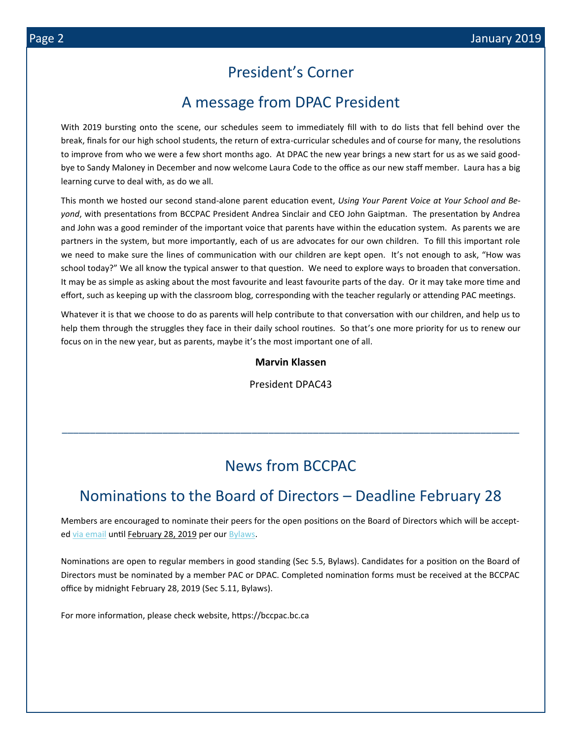# President's Corner

## A message from DPAC President

With 2019 bursting onto the scene, our schedules seem to immediately fill with to do lists that fell behind over the break, finals for our high school students, the return of extra-curricular schedules and of course for many, the resolutions to improve from who we were a few short months ago. At DPAC the new year brings a new start for us as we said good-bye to Sandy Maloney in December and now welcome Laura Code to the office as our new staff member. Laura has a big learning curve to deal with, as do we all.

This month we hosted our second stand-alone parent education event, *Using Your Parent Voice at Your School and Beyond*, with presentations from BCCPAC President Andrea Sinclair and CEO John Gaiptman. The presentation by Andrea and John was a good reminder of the important voice that parents have within the education system. As parents we are partners in the system, but more importantly, each of us are advocates for our own children. To fill this important role we need to make sure the lines of communication with our children are kept open. It's not enough to ask, "How was school today?" We all know the typical answer to that question. We need to explore ways to broaden that conversation. It may be as simple as asking about the most favourite and least favourite parts of the day. Or it may take more time and effort, such as keeping up with the classroom blog, corresponding with the teacher regularly or attending PAC meetings.

Whatever it is that we choose to do as parents will help contribute to that conversation with our children, and help us to help them through the struggles they face in their daily school routines. So that's one more priority for us to renew our focus on in the new year, but as parents, maybe it's the most important one of all.

**Marvin Klassen**

President DPAC43

---

# News from BCCPAC

## Nominations to the Board of Directors – Deadline February 28

Members are encouraged to nominate their peers for the open positions on the Board of Directors which will be accepted via email until February 28, 2019 per our Bylaws.

Nominations are open to regular members in good standing (Sec 5.5, Bylaws). Candidates for a position on the Board of Directors must be nominated by a member PAC or DPAC. Completed nomination forms must be received at the BCCPAC office by midnight February 28, 2019 (Sec 5.11, Bylaws).

For more information, please check website, https://bccpac.bc.ca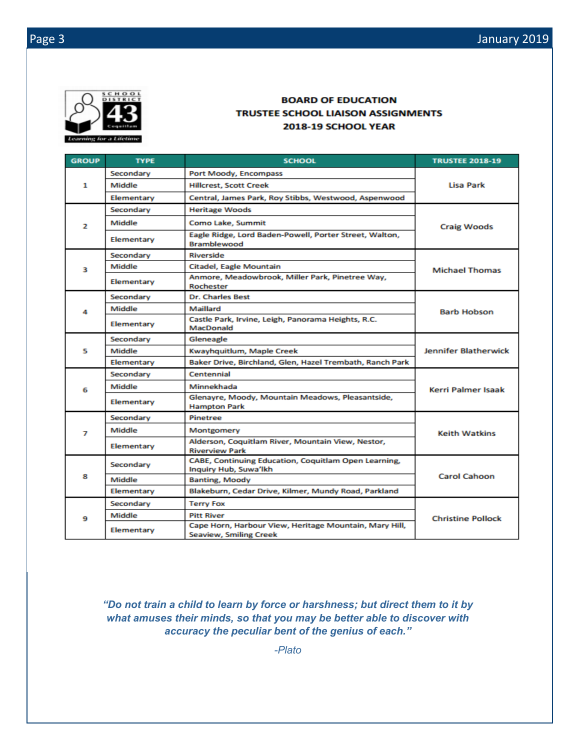## BOARD OF EDUCATION
## TRUSTEE SCHOOL LIAISON ASSIGNMENTS
## 2018-19 SCHOOL YEAR

| GROUP | TYPE | SCHOOL | TRUSTEE 2018-19 |
|---|---|---|---|
| 1 | Secondary | Port Moody, Encompass | Lisa Park |
| | Middle | Hillcrest, Scott Creek | |
| | Elementary | Central, James Park, Roy Stibbs, Westwood, Aspenwood | |
| 2 | Secondary | Heritage Woods | Craig Woods |
| | Middle | Como Lake, Summit | |
| | Elementary | Eagle Ridge, Lord Baden-Powell, Porter Street, Walton, Bramblewood | |
| 3 | Secondary | Riverside | Michael Thomas |
| | Middle | Citadel, Eagle Mountain | |
| | Elementary | Anmore, Meadowbrook, Miller Park, Pinetree Way, Rochester | |
| 4 | Secondary | Dr. Charles Best | Barb Hobson |
| | Middle | Maillard | |
| | Elementary | Castle Park, Irvine, Leigh, Panorama Heights, R.C. MacDonald | |
| 5 | Secondary | Gleneagle | Jennifer Blatherwick |
| | Middle | Kwayhquitlum, Maple Creek | |
| | Elementary | Baker Drive, Birchland, Glen, Hazel Trembath, Ranch Park | |
| 6 | Secondary | Centennial | Kerri Palmer Isaak |
| | Middle | Minnekhada | |
| | Elementary | Glenayre, Moody, Mountain Meadows, Pleasantside, Hampton Park | |
| 7 | Secondary | Pinetree | Keith Watkins |
| | Middle | Montgomery | |
| | Elementary | Alderson, Coquitlam River, Mountain View, Nestor, Riverview Park | |
| 8 | Secondary | CABE, Continuing Education, Coquitlam Open Learning, Inquiry Hub, Suwa'lkh | Carol Cahoon |
| | Middle | Banting, Moody | |
| | Elementary | Blakeburn, Cedar Drive, Kilmer, Mundy Road, Parkland | |
| 9 | Secondary | Terry Fox | Christine Pollock |
| | Middle | Pitt River | |
| | Elementary | Cape Horn, Harbour View, Heritage Mountain, Mary Hill, Seaview, Smiling Creek | |

***"Do not train a child to learn by force or harshness; but direct them to it by what amuses their minds, so that you may be better able to discover with accuracy the peculiar bent of the genius of each."***

*-Plato*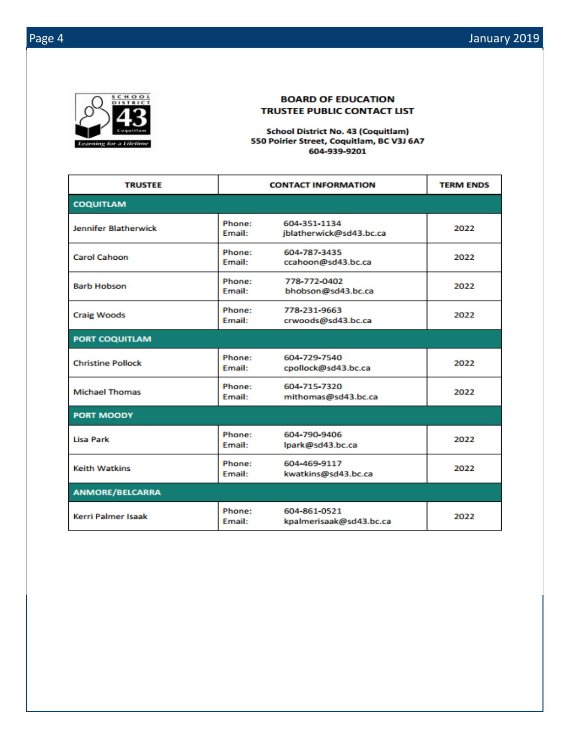SCHOOL DISTRICT 43 Coquitlam

*Learning for a Lifetime*

## BOARD OF EDUCATION
## TRUSTEE PUBLIC CONTACT LIST

**School District No. 43 (Coquitlam)**
**550 Poirier Street, Coquitlam, BC V3J 6A7**
**604-939-9201**

| TRUSTEE | CONTACT INFORMATION | TERM ENDS |
|---|---|---|
| **COQUITLAM** | | |
| Jennifer Blatherwick | Phone: 604-351-1134<br>Email: jblatherwick@sd43.bc.ca | 2022 |
| Carol Cahoon | Phone: 604-787-3435<br>Email: ccahoon@sd43.bc.ca | 2022 |
| Barb Hobson | Phone: 778-772-0402<br>Email: bhobson@sd43.bc.ca | 2022 |
| Craig Woods | Phone: 778-231-9663<br>Email: crwoods@sd43.bc.ca | 2022 |
| **PORT COQUITLAM** | | |
| Christine Pollock | Phone: 604-729-7540<br>Email: cpollock@sd43.bc.ca | 2022 |
| Michael Thomas | Phone: 604-715-7320<br>Email: mithomas@sd43.bc.ca | 2022 |
| **PORT MOODY** | | |
| Lisa Park | Phone: 604-790-9406<br>Email: lpark@sd43.bc.ca | 2022 |
| Keith Watkins | Phone: 604-469-9117<br>Email: kwatkins@sd43.bc.ca | 2022 |
| **ANMORE/BELCARRA** | | |
| Kerri Palmer Isaak | Phone: 604-861-0521<br>Email: kpalmerisaak@sd43.bc.ca | 2022 |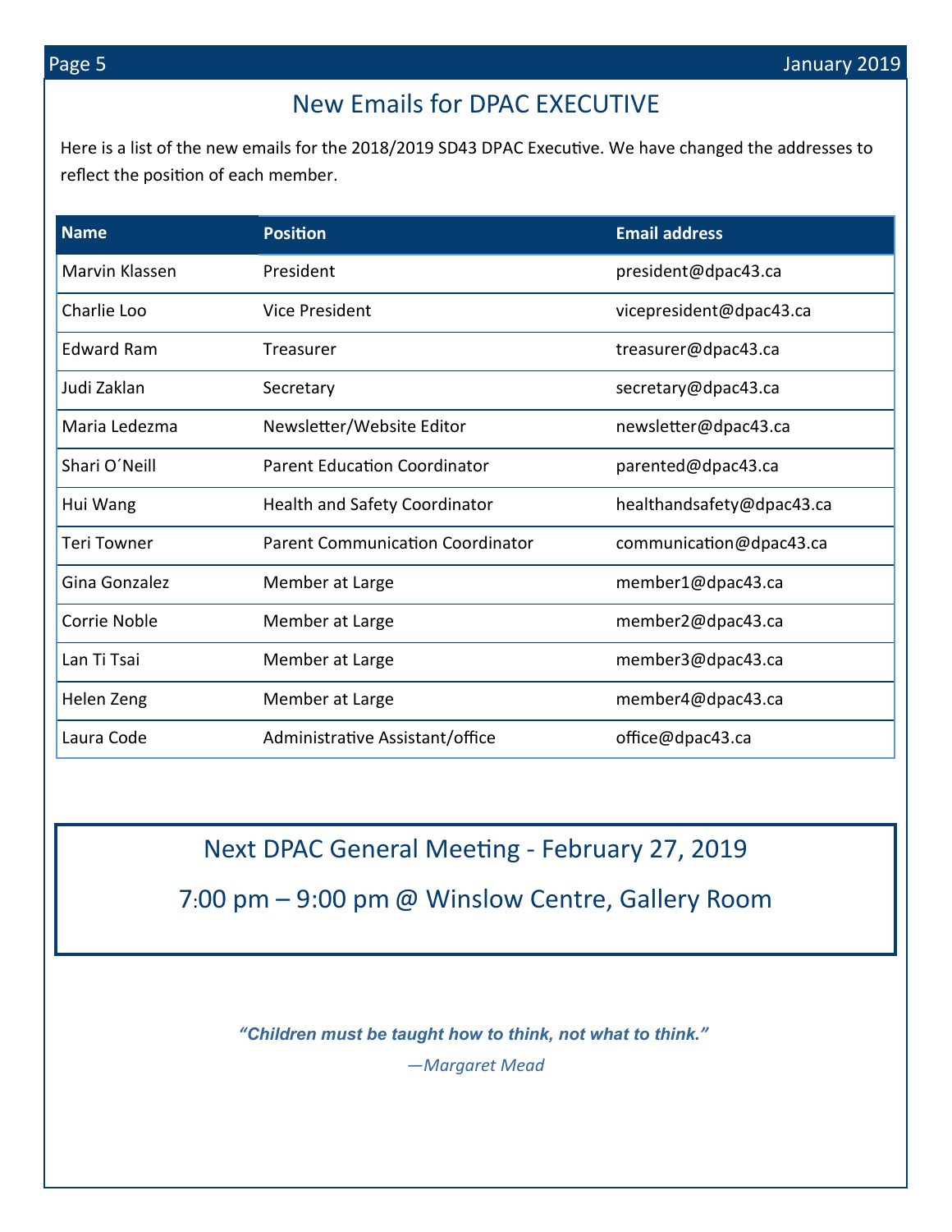## New Emails for DPAC EXECUTIVE

Here is a list of the new emails for the 2018/2019 SD43 DPAC Executive. We have changed the addresses to reflect the position of each member.

| Name | Position | Email address |
|---|---|---|
| Marvin Klassen | President | president@dpac43.ca |
| Charlie Loo | Vice President | vicepresident@dpac43.ca |
| Edward Ram | Treasurer | treasurer@dpac43.ca |
| Judi Zaklan | Secretary | secretary@dpac43.ca |
| Maria Ledezma | Newsletter/Website Editor | newsletter@dpac43.ca |
| Shari O´Neill | Parent Education Coordinator | parented@dpac43.ca |
| Hui Wang | Health and Safety Coordinator | healthandsafety@dpac43.ca |
| Teri Towner | Parent Communication Coordinator | communication@dpac43.ca |
| Gina Gonzalez | Member at Large | member1@dpac43.ca |
| Corrie Noble | Member at Large | member2@dpac43.ca |
| Lan Ti Tsai | Member at Large | member3@dpac43.ca |
| Helen Zeng | Member at Large | member4@dpac43.ca |
| Laura Code | Administrative Assistant/office | office@dpac43.ca |

## Next DPAC General Meeting - February 27, 2019

## 7:00 pm – 9:00 pm @ Winslow Centre, Gallery Room

***"Children must be taught how to think, not what to think."***

*—Margaret Mead*